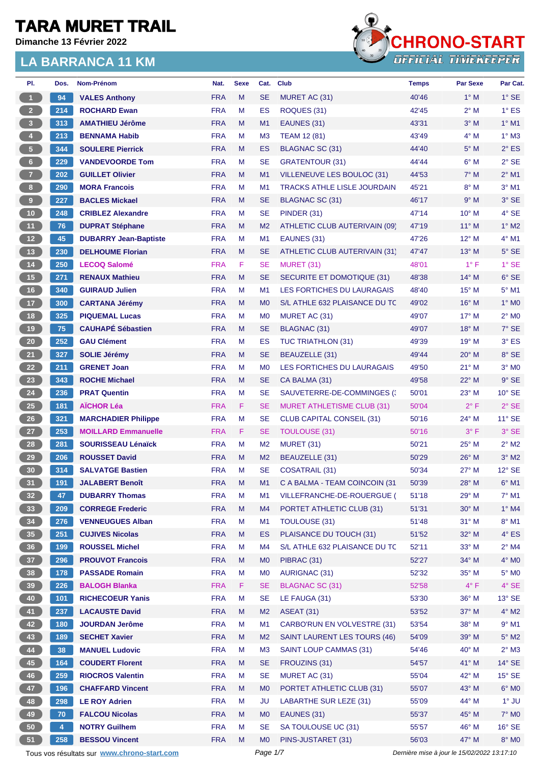# TARA MURET TRAIL

**Dimanche 13 Février 2022**

## LA BARRANCA 11 KM

CHRONO-START OFFICIAL TIMEKEEPER

| Pl. | Dos. | Nom-Prénom | Nat. | Sexe | Cat. | Club | Temps | Par Sexe | Par Cat. |
|---|---|---|---|---|---|---|---|---|---|
| 1 | 94 | VALES Anthony | FRA | M | SE | MURET AC (31) | 40'46 | 1° M | 1° SE |
| 2 | 214 | ROCHARD Ewan | FRA | M | ES | ROQUES (31) | 42'45 | 2° M | 1° ES |
| 3 | 313 | AMATHIEU Jérôme | FRA | M | M1 | EAUNES (31) | 43'31 | 3° M | 1° M1 |
| 4 | 213 | BENNAMA Habib | FRA | M | M3 | TEAM 12 (81) | 43'49 | 4° M | 1° M3 |
| 5 | 344 | SOULERE Pierrick | FRA | M | ES | BLAGNAC SC (31) | 44'40 | 5° M | 2° ES |
| 6 | 229 | VANDEVOORDE Tom | FRA | M | SE | GRATENTOUR (31) | 44'44 | 6° M | 2° SE |
| 7 | 202 | GUILLET Olivier | FRA | M | M1 | VILLENEUVE LES BOULOC (31) | 44'53 | 7° M | 2° M1 |
| 8 | 290 | MORA Francois | FRA | M | M1 | TRACKS ATHLE LISLE JOURDAIN | 45'21 | 8° M | 3° M1 |
| 9 | 227 | BACLES Mickael | FRA | M | SE | BLAGNAC SC (31) | 46'17 | 9° M | 3° SE |
| 10 | 248 | CRIBLEZ Alexandre | FRA | M | SE | PINDER (31) | 47'14 | 10° M | 4° SE |
| 11 | 76 | DUPRAT Stéphane | FRA | M | M2 | ATHLETIC CLUB AUTERIVAIN (09) | 47'19 | 11° M | 1° M2 |
| 12 | 45 | DUBARRY Jean-Baptiste | FRA | M | M1 | EAUNES (31) | 47'26 | 12° M | 4° M1 |
| 13 | 230 | DELHOUME Florian | FRA | M | SE | ATHLETIC CLUB AUTERIVAIN (31) | 47'47 | 13° M | 5° SE |
| 14 | 250 | LECOQ Salomé | FRA | F | SE | MURET (31) | 48'01 | 1° F | 1° SE |
| 15 | 271 | RENAUX Mathieu | FRA | M | SE | SECURITE ET DOMOTIQUE (31) | 48'38 | 14° M | 6° SE |
| 16 | 340 | GUIRAUD Julien | FRA | M | M1 | LES FORTICHES DU LAURAGAIS | 48'40 | 15° M | 5° M1 |
| 17 | 300 | CARTANA Jérémy | FRA | M | M0 | S/L ATHLE 632 PLAISANCE DU TC | 49'02 | 16° M | 1° M0 |
| 18 | 325 | PIQUEMAL Lucas | FRA | M | M0 | MURET AC (31) | 49'07 | 17° M | 2° M0 |
| 19 | 75 | CAUHAPÉ Sébastien | FRA | M | SE | BLAGNAC (31) | 49'07 | 18° M | 7° SE |
| 20 | 252 | GAU Clément | FRA | M | ES | TUC TRIATHLON (31) | 49'39 | 19° M | 3° ES |
| 21 | 327 | SOLIE Jérémy | FRA | M | SE | BEAUZELLE (31) | 49'44 | 20° M | 8° SE |
| 22 | 211 | GRENET Joan | FRA | M | M0 | LES FORTICHES DU LAURAGAIS | 49'50 | 21° M | 3° M0 |
| 23 | 343 | ROCHE Michael | FRA | M | SE | CA BALMA (31) | 49'58 | 22° M | 9° SE |
| 24 | 236 | PRAT Quentin | FRA | M | SE | SAUVETERRE-DE-COMMINGES (3 | 50'01 | 23° M | 10° SE |
| 25 | 181 | AÏCHOR Léa | FRA | F | SE | MURET ATHLETISME CLUB (31) | 50'04 | 2° F | 2° SE |
| 26 | 321 | MARCHADIER Philippe | FRA | M | SE | CLUB CAPITAL CONSEIL (31) | 50'16 | 24° M | 11° SE |
| 27 | 253 | MOILLARD Emmanuelle | FRA | F | SE | TOULOUSE (31) | 50'16 | 3° F | 3° SE |
| 28 | 281 | SOURISSEAU Lénaïck | FRA | M | M2 | MURET (31) | 50'21 | 25° M | 2° M2 |
| 29 | 206 | ROUSSET David | FRA | M | M2 | BEAUZELLE (31) | 50'29 | 26° M | 3° M2 |
| 30 | 314 | SALVATGE Bastien | FRA | M | SE | COSATRAIL (31) | 50'34 | 27° M | 12° SE |
| 31 | 191 | JALABERT Benoît | FRA | M | M1 | C A BALMA - TEAM COINCOIN (31 | 50'39 | 28° M | 6° M1 |
| 32 | 47 | DUBARRY Thomas | FRA | M | M1 | VILLEFRANCHE-DE-ROUERGUE ( | 51'18 | 29° M | 7° M1 |
| 33 | 209 | CORREGE Frederic | FRA | M | M4 | PORTET ATHLETIC CLUB (31) | 51'31 | 30° M | 1° M4 |
| 34 | 276 | VENNEUGUES Alban | FRA | M | M1 | TOULOUSE (31) | 51'48 | 31° M | 8° M1 |
| 35 | 251 | CUJIVES Nicolas | FRA | M | ES | PLAISANCE DU TOUCH (31) | 51'52 | 32° M | 4° ES |
| 36 | 199 | ROUSSEL Michel | FRA | M | M4 | S/L ATHLE 632 PLAISANCE DU TC | 52'11 | 33° M | 2° M4 |
| 37 | 296 | PROUVOT Francois | FRA | M | M0 | PIBRAC (31) | 52'27 | 34° M | 4° M0 |
| 38 | 178 | PASSADE Romain | FRA | M | M0 | AURIGNAC (31) | 52'32 | 35° M | 5° M0 |
| 39 | 226 | BALOGH Blanka | FRA | F | SE | BLAGNAC SC (31) | 52'58 | 4° F | 4° SE |
| 40 | 101 | RICHECOEUR Yanis | FRA | M | SE | LE FAUGA (31) | 53'30 | 36° M | 13° SE |
| 41 | 237 | LACAUSTE David | FRA | M | M2 | ASEAT (31) | 53'52 | 37° M | 4° M2 |
| 42 | 180 | JOURDAN Jerôme | FRA | M | M1 | CARBO'RUN EN VOLVESTRE (31) | 53'54 | 38° M | 9° M1 |
| 43 | 189 | SECHET Xavier | FRA | M | M2 | SAINT LAURENT LES TOURS (46) | 54'09 | 39° M | 5° M2 |
| 44 | 38 | MANUEL Ludovic | FRA | M | M3 | SAINT LOUP CAMMAS (31) | 54'46 | 40° M | 2° M3 |
| 45 | 164 | COUDERT Florent | FRA | M | SE | FROUZINS (31) | 54'57 | 41° M | 14° SE |
| 46 | 259 | RIOCROS Valentin | FRA | M | SE | MURET AC (31) | 55'04 | 42° M | 15° SE |
| 47 | 196 | CHAFFARD Vincent | FRA | M | M0 | PORTET ATHLETIC CLUB (31) | 55'07 | 43° M | 6° M0 |
| 48 | 298 | LE ROY Adrien | FRA | M | JU | LABARTHE SUR LEZE (31) | 55'09 | 44° M | 1° JU |
| 49 | 70 | FALCOU Nicolas | FRA | M | M0 | EAUNES (31) | 55'37 | 45° M | 7° M0 |
| 50 | 4 | NOTRY Guilhem | FRA | M | SE | SA TOULOUSE UC (31) | 55'57 | 46° M | 16° SE |
| 51 | 258 | BESSOU Vincent | FRA | M | M0 | PINS-JUSTARET (31) | 56'03 | 47° M | 8° M0 |

Tous vos résultats sur www.chrono-start.com

*Dernière mise à jour le 15/02/2022 13:17:10*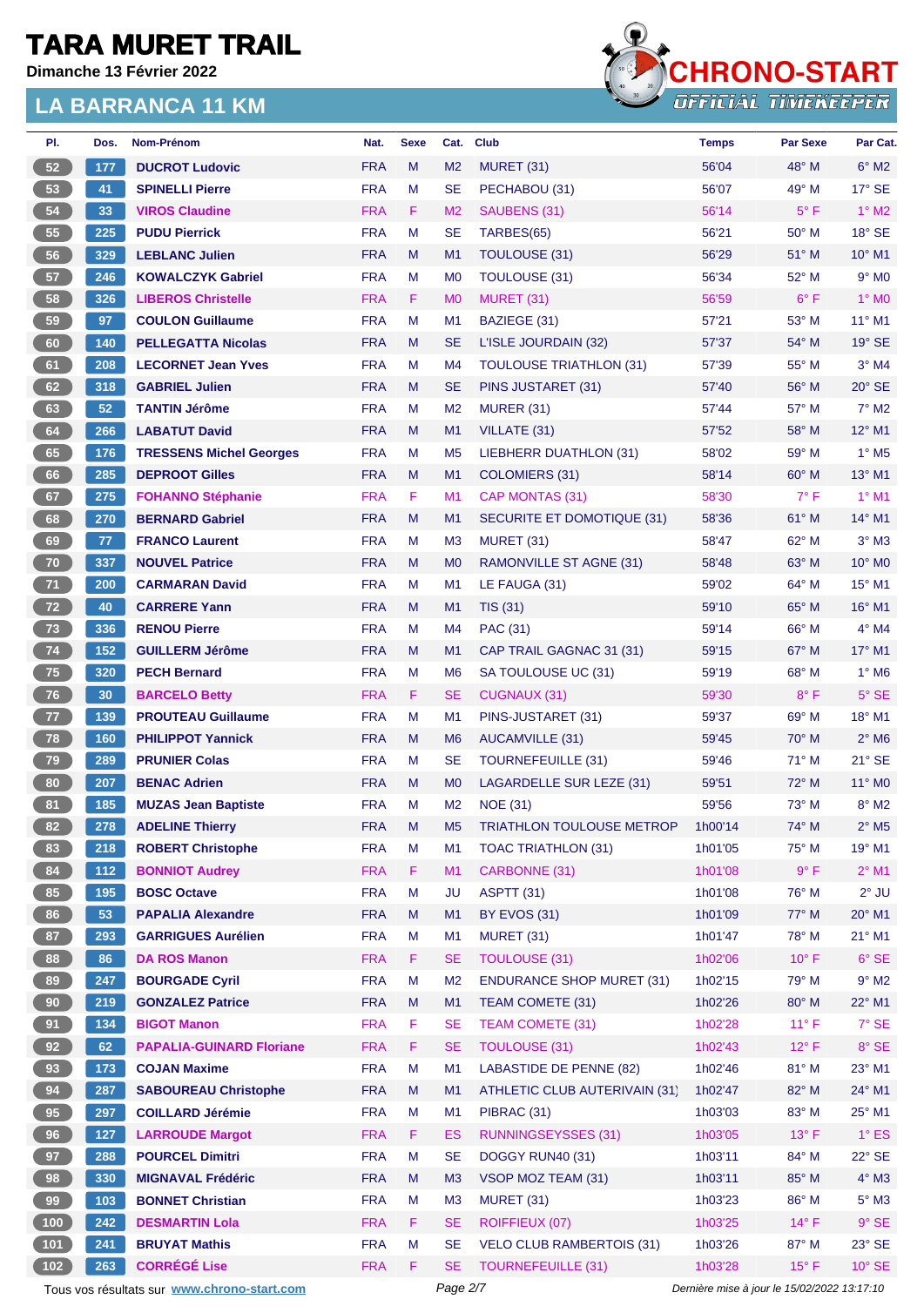# TARA MURET TRAIL

**Dimanche 13 Février 2022**

## LA BARRANCA 11 KM

| Pl. | Dos. | Nom-Prénom | Nat. | Sexe | Cat. | Club | Temps | Par Sexe | Par Cat. |
|---|---|---|---|---|---|---|---|---|---|
| 52 | 177 | DUCROT Ludovic | FRA | M | M2 | MURET (31) | 56'04 | 48° M | 6° M2 |
| 53 | 41 | SPINELLI Pierre | FRA | M | SE | PECHABOU (31) | 56'07 | 49° M | 17° SE |
| 54 | 33 | VIROS Claudine | FRA | F | M2 | SAUBENS (31) | 56'14 | 5° F | 1° M2 |
| 55 | 225 | PUDU Pierrick | FRA | M | SE | TARBES(65) | 56'21 | 50° M | 18° SE |
| 56 | 329 | LEBLANC Julien | FRA | M | M1 | TOULOUSE (31) | 56'29 | 51° M | 10° M1 |
| 57 | 246 | KOWALCZYK Gabriel | FRA | M | M0 | TOULOUSE (31) | 56'34 | 52° M | 9° M0 |
| 58 | 326 | LIBEROS Christelle | FRA | F | M0 | MURET (31) | 56'59 | 6° F | 1° M0 |
| 59 | 97 | COULON Guillaume | FRA | M | M1 | BAZIEGE (31) | 57'21 | 53° M | 11° M1 |
| 60 | 140 | PELLEGATTA Nicolas | FRA | M | SE | L'ISLE JOURDAIN (32) | 57'37 | 54° M | 19° SE |
| 61 | 208 | LECORNET Jean Yves | FRA | M | M4 | TOULOUSE TRIATHLON (31) | 57'39 | 55° M | 3° M4 |
| 62 | 318 | GABRIEL Julien | FRA | M | SE | PINS JUSTARET (31) | 57'40 | 56° M | 20° SE |
| 63 | 52 | TANTIN Jérôme | FRA | M | M2 | MURER (31) | 57'44 | 57° M | 7° M2 |
| 64 | 266 | LABATUT David | FRA | M | M1 | VILLATE (31) | 57'52 | 58° M | 12° M1 |
| 65 | 176 | TRESSENS Michel Georges | FRA | M | M5 | LIEBHERR DUATHLON (31) | 58'02 | 59° M | 1° M5 |
| 66 | 285 | DEPROOT Gilles | FRA | M | M1 | COLOMIERS (31) | 58'14 | 60° M | 13° M1 |
| 67 | 275 | FOHANNO Stéphanie | FRA | F | M1 | CAP MONTAS (31) | 58'30 | 7° F | 1° M1 |
| 68 | 270 | BERNARD Gabriel | FRA | M | M1 | SECURITE ET DOMOTIQUE (31) | 58'36 | 61° M | 14° M1 |
| 69 | 77 | FRANCO Laurent | FRA | M | M3 | MURET (31) | 58'47 | 62° M | 3° M3 |
| 70 | 337 | NOUVEL Patrice | FRA | M | M0 | RAMONVILLE ST AGNE (31) | 58'48 | 63° M | 10° M0 |
| 71 | 200 | CARMARAN David | FRA | M | M1 | LE FAUGA (31) | 59'02 | 64° M | 15° M1 |
| 72 | 40 | CARRERE Yann | FRA | M | M1 | TIS (31) | 59'10 | 65° M | 16° M1 |
| 73 | 336 | RENOU Pierre | FRA | M | M4 | PAC (31) | 59'14 | 66° M | 4° M4 |
| 74 | 152 | GUILLERM Jérôme | FRA | M | M1 | CAP TRAIL GAGNAC 31 (31) | 59'15 | 67° M | 17° M1 |
| 75 | 320 | PECH Bernard | FRA | M | M6 | SA TOULOUSE UC (31) | 59'19 | 68° M | 1° M6 |
| 76 | 30 | BARCELO Betty | FRA | F | SE | CUGNAUX (31) | 59'30 | 8° F | 5° SE |
| 77 | 139 | PROUTEAU Guillaume | FRA | M | M1 | PINS-JUSTARET (31) | 59'37 | 69° M | 18° M1 |
| 78 | 160 | PHILIPPOT Yannick | FRA | M | M6 | AUCAMVILLE (31) | 59'45 | 70° M | 2° M6 |
| 79 | 289 | PRUNIER Colas | FRA | M | SE | TOURNEFEUILLE (31) | 59'46 | 71° M | 21° SE |
| 80 | 207 | BENAC Adrien | FRA | M | M0 | LAGARDELLE SUR LEZE (31) | 59'51 | 72° M | 11° M0 |
| 81 | 185 | MUZAS Jean Baptiste | FRA | M | M2 | NOE (31) | 59'56 | 73° M | 8° M2 |
| 82 | 278 | ADELINE Thierry | FRA | M | M5 | TRIATHLON TOULOUSE METROP | 1h00'14 | 74° M | 2° M5 |
| 83 | 218 | ROBERT Christophe | FRA | M | M1 | TOAC TRIATHLON (31) | 1h01'05 | 75° M | 19° M1 |
| 84 | 112 | BONNIOT Audrey | FRA | F | M1 | CARBONNE (31) | 1h01'08 | 9° F | 2° M1 |
| 85 | 195 | BOSC Octave | FRA | M | JU | ASPTT (31) | 1h01'08 | 76° M | 2° JU |
| 86 | 53 | PAPALIA Alexandre | FRA | M | M1 | BY EVOS (31) | 1h01'09 | 77° M | 20° M1 |
| 87 | 293 | GARRIGUES Aurélien | FRA | M | M1 | MURET (31) | 1h01'47 | 78° M | 21° M1 |
| 88 | 86 | DA ROS Manon | FRA | F | SE | TOULOUSE (31) | 1h02'06 | 10° F | 6° SE |
| 89 | 247 | BOURGADE Cyril | FRA | M | M2 | ENDURANCE SHOP MURET (31) | 1h02'15 | 79° M | 9° M2 |
| 90 | 219 | GONZALEZ Patrice | FRA | M | M1 | TEAM COMETE (31) | 1h02'26 | 80° M | 22° M1 |
| 91 | 134 | BIGOT Manon | FRA | F | SE | TEAM COMETE (31) | 1h02'28 | 11° F | 7° SE |
| 92 | 62 | PAPALIA-GUINARD Floriane | FRA | F | SE | TOULOUSE (31) | 1h02'43 | 12° F | 8° SE |
| 93 | 173 | COJAN Maxime | FRA | M | M1 | LABASTIDE DE PENNE (82) | 1h02'46 | 81° M | 23° M1 |
| 94 | 287 | SABOUREAU Christophe | FRA | M | M1 | ATHLETIC CLUB AUTERIVAIN (31) | 1h02'47 | 82° M | 24° M1 |
| 95 | 297 | COILLARD Jérémie | FRA | M | M1 | PIBRAC (31) | 1h03'03 | 83° M | 25° M1 |
| 96 | 127 | LARROUDE Margot | FRA | F | ES | RUNNINGSEYSSES (31) | 1h03'05 | 13° F | 1° ES |
| 97 | 288 | POURCEL Dimitri | FRA | M | SE | DOGGY RUN40 (31) | 1h03'11 | 84° M | 22° SE |
| 98 | 330 | MIGNAVAL Frédéric | FRA | M | M3 | VSOP MOZ TEAM (31) | 1h03'11 | 85° M | 4° M3 |
| 99 | 103 | BONNET Christian | FRA | M | M3 | MURET (31) | 1h03'23 | 86° M | 5° M3 |
| 100 | 242 | DESMARTIN Lola | FRA | F | SE | ROIFFIEUX (07) | 1h03'25 | 14° F | 9° SE |
| 101 | 241 | BRUYAT Mathis | FRA | M | SE | VELO CLUB RAMBERTOIS (31) | 1h03'26 | 87° M | 23° SE |
| 102 | 263 | CORRÉGÉ Lise | FRA | F | SE | TOURNEFEUILLE (31) | 1h03'28 | 15° F | 10° SE |

Tous vos résultats sur www.chrono-start.com — Dernière mise à jour le 15/02/2022 13:17:10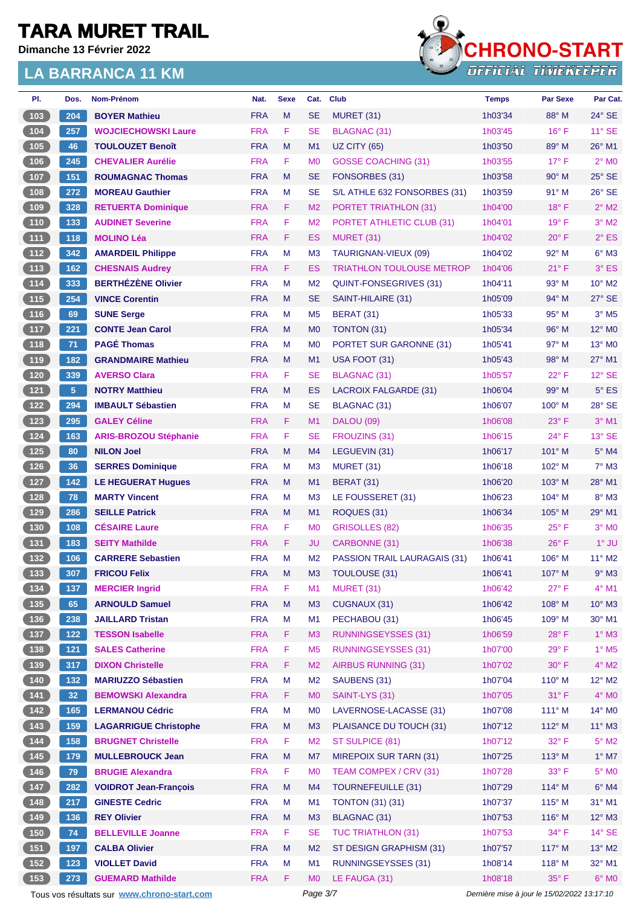# TARA MURET TRAIL

**Dimanche 13 Février 2022**

## LA BARRANCA 11 KM

CHRONO-START OFFICIAL TIMEKEEPER

| Pl. | Dos. | Nom-Prénom | Nat. | Sexe | Cat. | Club | Temps | Par Sexe | Par Cat. |
|---|---|---|---|---|---|---|---|---|---|
| 103 | 204 | BOYER Mathieu | FRA | M | SE | MURET (31) | 1h03'34 | 88° M | 24° SE |
| 104 | 257 | WOJCIECHOWSKI Laure | FRA | F | SE | BLAGNAC (31) | 1h03'45 | 16° F | 11° SE |
| 105 | 46 | TOULOUZET Benoît | FRA | M | M1 | UZ CITY (65) | 1h03'50 | 89° M | 26° M1 |
| 106 | 245 | CHEVALIER Aurélie | FRA | F | M0 | GOSSE COACHING (31) | 1h03'55 | 17° F | 2° M0 |
| 107 | 151 | ROUMAGNAC Thomas | FRA | M | SE | FONSORBES (31) | 1h03'58 | 90° M | 25° SE |
| 108 | 272 | MOREAU Gauthier | FRA | M | SE | S/L ATHLE 632 FONSORBES (31) | 1h03'59 | 91° M | 26° SE |
| 109 | 328 | RETUERTA Dominique | FRA | F | M2 | PORTET TRIATHLON (31) | 1h04'00 | 18° F | 2° M2 |
| 110 | 133 | AUDINET Severine | FRA | F | M2 | PORTET ATHLETIC CLUB (31) | 1h04'01 | 19° F | 3° M2 |
| 111 | 118 | MOLINO Léa | FRA | F | ES | MURET (31) | 1h04'02 | 20° F | 2° ES |
| 112 | 342 | AMARDEIL Philippe | FRA | M | M3 | TAURIGNAN-VIEUX (09) | 1h04'02 | 92° M | 6° M3 |
| 113 | 162 | CHESNAIS Audrey | FRA | F | ES | TRIATHLON TOULOUSE METROP | 1h04'06 | 21° F | 3° ES |
| 114 | 333 | BERTHÉZÈNE Olivier | FRA | M | M2 | QUINT-FONSEGRIVES (31) | 1h04'11 | 93° M | 10° M2 |
| 115 | 254 | VINCE Corentin | FRA | M | SE | SAINT-HILAIRE (31) | 1h05'09 | 94° M | 27° SE |
| 116 | 69 | SUNE Serge | FRA | M | M5 | BERAT (31) | 1h05'33 | 95° M | 3° M5 |
| 117 | 221 | CONTE Jean Carol | FRA | M | M0 | TONTON (31) | 1h05'34 | 96° M | 12° M0 |
| 118 | 71 | PAGÉ Thomas | FRA | M | M0 | PORTET SUR GARONNE (31) | 1h05'41 | 97° M | 13° M0 |
| 119 | 182 | GRANDMAIRE Mathieu | FRA | M | M1 | USA FOOT (31) | 1h05'43 | 98° M | 27° M1 |
| 120 | 339 | AVERSO Clara | FRA | F | SE | BLAGNAC (31) | 1h05'57 | 22° F | 12° SE |
| 121 | 5 | NOTRY Matthieu | FRA | M | ES | LACROIX FALGARDE (31) | 1h06'04 | 99° M | 5° ES |
| 122 | 294 | IMBAULT Sébastien | FRA | M | SE | BLAGNAC (31) | 1h06'07 | 100° M | 28° SE |
| 123 | 295 | GALEY Céline | FRA | F | M1 | DALOU (09) | 1h06'08 | 23° F | 3° M1 |
| 124 | 163 | ARIS-BROZOU Stéphanie | FRA | F | SE | FROUZINS (31) | 1h06'15 | 24° F | 13° SE |
| 125 | 80 | NILON Joel | FRA | M | M4 | LEGUEVIN (31) | 1h06'17 | 101° M | 5° M4 |
| 126 | 36 | SERRES Dominique | FRA | M | M3 | MURET (31) | 1h06'18 | 102° M | 7° M3 |
| 127 | 142 | LE HEGUERAT Hugues | FRA | M | M1 | BERAT (31) | 1h06'20 | 103° M | 28° M1 |
| 128 | 78 | MARTY Vincent | FRA | M | M3 | LE FOUSSERET (31) | 1h06'23 | 104° M | 8° M3 |
| 129 | 286 | SEILLE Patrick | FRA | M | M1 | ROQUES (31) | 1h06'34 | 105° M | 29° M1 |
| 130 | 108 | CÉSAIRE Laure | FRA | F | M0 | GRISOLLES (82) | 1h06'35 | 25° F | 3° M0 |
| 131 | 183 | SEITY Mathilde | FRA | F | JU | CARBONNE (31) | 1h06'38 | 26° F | 1° JU |
| 132 | 106 | CARRERE Sebastien | FRA | M | M2 | PASSION TRAIL LAURAGAIS (31) | 1h06'41 | 106° M | 11° M2 |
| 133 | 307 | FRICOU Felix | FRA | M | M3 | TOULOUSE (31) | 1h06'41 | 107° M | 9° M3 |
| 134 | 137 | MERCIER Ingrid | FRA | F | M1 | MURET (31) | 1h06'42 | 27° F | 4° M1 |
| 135 | 65 | ARNOULD Samuel | FRA | M | M3 | CUGNAUX (31) | 1h06'42 | 108° M | 10° M3 |
| 136 | 238 | JAILLARD Tristan | FRA | M | M1 | PECHABOU (31) | 1h06'45 | 109° M | 30° M1 |
| 137 | 122 | TESSON Isabelle | FRA | F | M3 | RUNNINGSEYSSES (31) | 1h06'59 | 28° F | 1° M3 |
| 138 | 121 | SALES Catherine | FRA | F | M5 | RUNNINGSEYSSES (31) | 1h07'00 | 29° F | 1° M5 |
| 139 | 317 | DIXON Christelle | FRA | F | M2 | AIRBUS RUNNING (31) | 1h07'02 | 30° F | 4° M2 |
| 140 | 132 | MARIUZZO Sébastien | FRA | M | M2 | SAUBENS (31) | 1h07'04 | 110° M | 12° M2 |
| 141 | 32 | BEMOWSKI Alexandra | FRA | F | M0 | SAINT-LYS (31) | 1h07'05 | 31° F | 4° M0 |
| 142 | 165 | LERMANOU Cédric | FRA | M | M0 | LAVERNOSE-LACASSE (31) | 1h07'08 | 111° M | 14° M0 |
| 143 | 159 | LAGARRIGUE Christophe | FRA | M | M3 | PLAISANCE DU TOUCH (31) | 1h07'12 | 112° M | 11° M3 |
| 144 | 158 | BRUGNET Christelle | FRA | F | M2 | ST SULPICE (81) | 1h07'12 | 32° F | 5° M2 |
| 145 | 179 | MULLEBROUCK Jean | FRA | M | M7 | MIREPOIX SUR TARN (31) | 1h07'25 | 113° M | 1° M7 |
| 146 | 79 | BRUGIE Alexandra | FRA | F | M0 | TEAM COMPEX / CRV (31) | 1h07'28 | 33° F | 5° M0 |
| 147 | 282 | VOIDROT Jean-François | FRA | M | M4 | TOURNEFEUILLE (31) | 1h07'29 | 114° M | 6° M4 |
| 148 | 217 | GINESTE Cedric | FRA | M | M1 | TONTON (31) (31) | 1h07'37 | 115° M | 31° M1 |
| 149 | 136 | REY Olivier | FRA | M | M3 | BLAGNAC (31) | 1h07'53 | 116° M | 12° M3 |
| 150 | 74 | BELLEVILLE Joanne | FRA | F | SE | TUC TRIATHLON (31) | 1h07'53 | 34° F | 14° SE |
| 151 | 197 | CALBA Olivier | FRA | M | M2 | ST DESIGN GRAPHISM (31) | 1h07'57 | 117° M | 13° M2 |
| 152 | 123 | VIOLLET David | FRA | M | M1 | RUNNINGSEYSSES (31) | 1h08'14 | 118° M | 32° M1 |
| 153 | 273 | GUEMARD Mathilde | FRA | F | M0 | LE FAUGA (31) | 1h08'18 | 35° F | 6° M0 |

Tous vos résultats sur www.chrono-start.com

*Dernière mise à jour le 15/02/2022 13:17:10*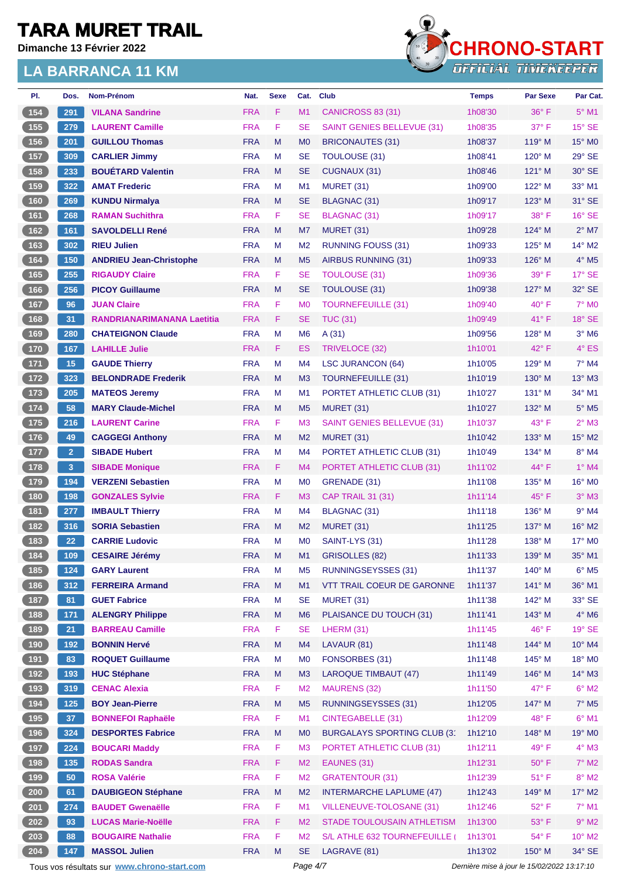# TARA MURET TRAIL

**Dimanche 13 Février 2022**

## LA BARRANCA 11 KM

CHRONO-START OFFICIAL TIMEKEEPER

| Pl. | Dos. | Nom-Prénom | Nat. | Sexe | Cat. | Club | Temps | Par Sexe | Par Cat. |
|---|---|---|---|---|---|---|---|---|---|
| 154 | 291 | VILANA Sandrine | FRA | F | M1 | CANICROSS 83 (31) | 1h08'30 | 36° F | 5° M1 |
| 155 | 279 | LAURENT Camille | FRA | F | SE | SAINT GENIES BELLEVUE (31) | 1h08'35 | 37° F | 15° SE |
| 156 | 201 | GUILLOU Thomas | FRA | M | M0 | BRICONAUTES (31) | 1h08'37 | 119° M | 15° M0 |
| 157 | 309 | CARLIER Jimmy | FRA | M | SE | TOULOUSE (31) | 1h08'41 | 120° M | 29° SE |
| 158 | 233 | BOUÉTARD Valentin | FRA | M | SE | CUGNAUX (31) | 1h08'46 | 121° M | 30° SE |
| 159 | 322 | AMAT Frederic | FRA | M | M1 | MURET (31) | 1h09'00 | 122° M | 33° M1 |
| 160 | 269 | KUNDU Nirmalya | FRA | M | SE | BLAGNAC (31) | 1h09'17 | 123° M | 31° SE |
| 161 | 268 | RAMAN Suchithra | FRA | F | SE | BLAGNAC (31) | 1h09'17 | 38° F | 16° SE |
| 162 | 161 | SAVOLDELLI René | FRA | M | M7 | MURET (31) | 1h09'28 | 124° M | 2° M7 |
| 163 | 302 | RIEU Julien | FRA | M | M2 | RUNNING FOUSS (31) | 1h09'33 | 125° M | 14° M2 |
| 164 | 150 | ANDRIEU Jean-Christophe | FRA | M | M5 | AIRBUS RUNNING (31) | 1h09'33 | 126° M | 4° M5 |
| 165 | 255 | RIGAUDY Claire | FRA | F | SE | TOULOUSE (31) | 1h09'36 | 39° F | 17° SE |
| 166 | 256 | PICOY Guillaume | FRA | M | SE | TOULOUSE (31) | 1h09'38 | 127° M | 32° SE |
| 167 | 96 | JUAN Claire | FRA | F | M0 | TOURNEFEUILLE (31) | 1h09'40 | 40° F | 7° M0 |
| 168 | 31 | RANDRIANARIMANANA Laetitia | FRA | F | SE | TUC (31) | 1h09'49 | 41° F | 18° SE |
| 169 | 280 | CHATEIGNON Claude | FRA | M | M6 | A (31) | 1h09'56 | 128° M | 3° M6 |
| 170 | 167 | LAHILLE Julie | FRA | F | ES | TRIVELOCE (32) | 1h10'01 | 42° F | 4° ES |
| 171 | 15 | GAUDE Thierry | FRA | M | M4 | LSC JURANCON (64) | 1h10'05 | 129° M | 7° M4 |
| 172 | 323 | BELONDRADE Frederik | FRA | M | M3 | TOURNEFEUILLE (31) | 1h10'19 | 130° M | 13° M3 |
| 173 | 205 | MATEOS Jeremy | FRA | M | M1 | PORTET ATHLETIC CLUB (31) | 1h10'27 | 131° M | 34° M1 |
| 174 | 58 | MARY Claude-Michel | FRA | M | M5 | MURET (31) | 1h10'27 | 132° M | 5° M5 |
| 175 | 216 | LAURENT Carine | FRA | F | M3 | SAINT GENIES BELLEVUE (31) | 1h10'37 | 43° F | 2° M3 |
| 176 | 49 | CAGGEGI Anthony | FRA | M | M2 | MURET (31) | 1h10'42 | 133° M | 15° M2 |
| 177 | 2 | SIBADE Hubert | FRA | M | M4 | PORTET ATHLETIC CLUB (31) | 1h10'49 | 134° M | 8° M4 |
| 178 | 3 | SIBADE Monique | FRA | F | M4 | PORTET ATHLETIC CLUB (31) | 1h11'02 | 44° F | 1° M4 |
| 179 | 194 | VERZENI Sebastien | FRA | M | M0 | GRENADE (31) | 1h11'08 | 135° M | 16° M0 |
| 180 | 198 | GONZALES Sylvie | FRA | F | M3 | CAP TRAIL 31 (31) | 1h11'14 | 45° F | 3° M3 |
| 181 | 277 | IMBAULT Thierry | FRA | M | M4 | BLAGNAC (31) | 1h11'18 | 136° M | 9° M4 |
| 182 | 316 | SORIA Sebastien | FRA | M | M2 | MURET (31) | 1h11'25 | 137° M | 16° M2 |
| 183 | 22 | CARRIE Ludovic | FRA | M | M0 | SAINT-LYS (31) | 1h11'28 | 138° M | 17° M0 |
| 184 | 109 | CESAIRE Jérémy | FRA | M | M1 | GRISOLLES (82) | 1h11'33 | 139° M | 35° M1 |
| 185 | 124 | GARY Laurent | FRA | M | M5 | RUNNINGSEYSSES (31) | 1h11'37 | 140° M | 6° M5 |
| 186 | 312 | FERREIRA Armand | FRA | M | M1 | VTT TRAIL COEUR DE GARONNE | 1h11'37 | 141° M | 36° M1 |
| 187 | 81 | GUET Fabrice | FRA | M | SE | MURET (31) | 1h11'38 | 142° M | 33° SE |
| 188 | 171 | ALENGRY Philippe | FRA | M | M6 | PLAISANCE DU TOUCH (31) | 1h11'41 | 143° M | 4° M6 |
| 189 | 21 | BARREAU Camille | FRA | F | SE | LHERM (31) | 1h11'45 | 46° F | 19° SE |
| 190 | 192 | BONNIN Hervé | FRA | M | M4 | LAVAUR (81) | 1h11'48 | 144° M | 10° M4 |
| 191 | 83 | ROQUET Guillaume | FRA | M | M0 | FONSORBES (31) | 1h11'48 | 145° M | 18° M0 |
| 192 | 193 | HUC Stéphane | FRA | M | M3 | LAROQUE TIMBAUT (47) | 1h11'49 | 146° M | 14° M3 |
| 193 | 319 | CENAC Alexia | FRA | F | M2 | MAURENS (32) | 1h11'50 | 47° F | 6° M2 |
| 194 | 125 | BOY Jean-Pierre | FRA | M | M5 | RUNNINGSEYSSES (31) | 1h12'05 | 147° M | 7° M5 |
| 195 | 37 | BONNEFOI Raphaële | FRA | F | M1 | CINTEGABELLE (31) | 1h12'09 | 48° F | 6° M1 |
| 196 | 324 | DESPORTES Fabrice | FRA | M | M0 | BURGALAYS SPORTING CLUB (3 | 1h12'10 | 148° M | 19° M0 |
| 197 | 224 | BOUCARI Maddy | FRA | F | M3 | PORTET ATHLETIC CLUB (31) | 1h12'11 | 49° F | 4° M3 |
| 198 | 135 | RODAS Sandra | FRA | F | M2 | EAUNES (31) | 1h12'31 | 50° F | 7° M2 |
| 199 | 50 | ROSA Valérie | FRA | F | M2 | GRATENTOUR (31) | 1h12'39 | 51° F | 8° M2 |
| 200 | 61 | DAUBIGEON Stéphane | FRA | M | M2 | INTERMARCHE LAPLUME (47) | 1h12'43 | 149° M | 17° M2 |
| 201 | 274 | BAUDET Gwenaëlle | FRA | F | M1 | VILLENEUVE-TOLOSANE (31) | 1h12'46 | 52° F | 7° M1 |
| 202 | 93 | LUCAS Marie-Noëlle | FRA | F | M2 | STADE TOULOUSAIN ATHLETISM | 1h13'00 | 53° F | 9° M2 |
| 203 | 88 | BOUGAIRE Nathalie | FRA | F | M2 | S/L ATHLE 632 TOURNEFEUILLE ( | 1h13'01 | 54° F | 10° M2 |
| 204 | 147 | MASSOL Julien | FRA | M | SE | LAGRAVE (81) | 1h13'02 | 150° M | 34° SE |

Tous vos résultats sur www.chrono-start.com

Dernière mise à jour le 15/02/2022 13:17:10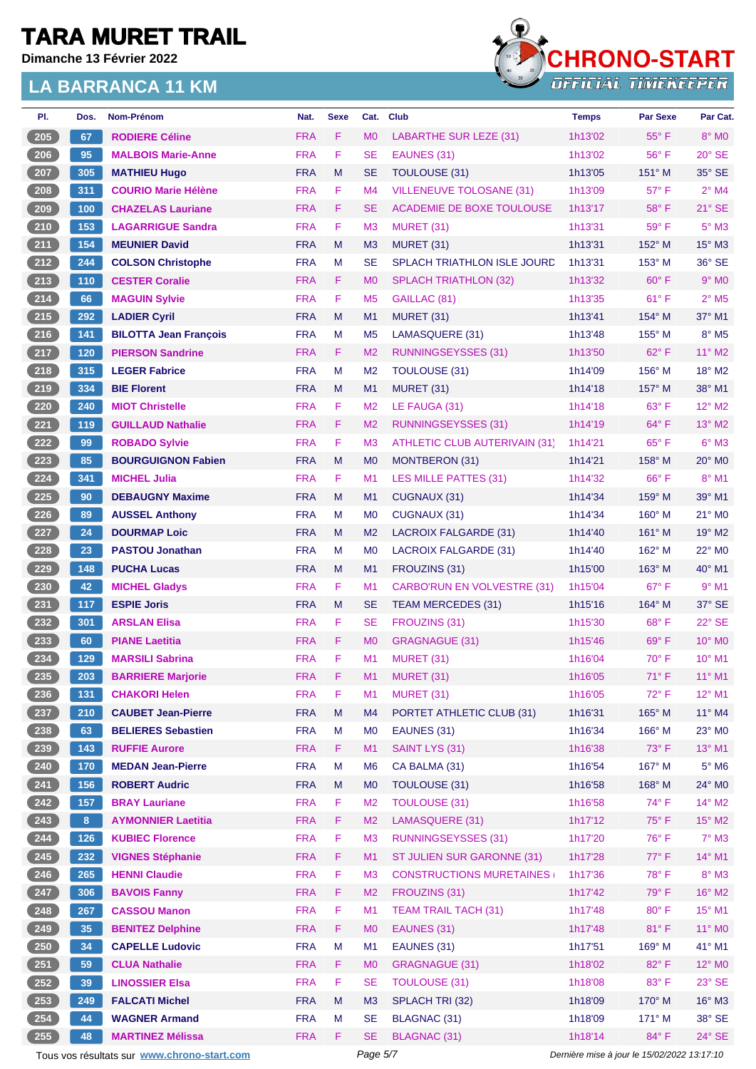# TARA MURET TRAIL

**Dimanche 13 Février 2022**

## LA BARRANCA 11 KM

CHRONO-START OFFICIAL TIMEKEEPER

| Pl. | Dos. | Nom-Prénom | Nat. | Sexe | Cat. | Club | Temps | Par Sexe | Par Cat. |
|---|---|---|---|---|---|---|---|---|---|
| 205 | 67 | RODIERE Céline | FRA | F | M0 | LABARTHE SUR LEZE (31) | 1h13'02 | 55° F | 8° M0 |
| 206 | 95 | MALBOIS Marie-Anne | FRA | F | SE | EAUNES (31) | 1h13'02 | 56° F | 20° SE |
| 207 | 305 | MATHIEU Hugo | FRA | M | SE | TOULOUSE (31) | 1h13'05 | 151° M | 35° SE |
| 208 | 311 | COURIO Marie Hélène | FRA | F | M4 | VILLENEUVE TOLOSANE (31) | 1h13'09 | 57° F | 2° M4 |
| 209 | 100 | CHAZELAS Lauriane | FRA | F | SE | ACADEMIE DE BOXE TOULOUSE | 1h13'17 | 58° F | 21° SE |
| 210 | 153 | LAGARRIGUE Sandra | FRA | F | M3 | MURET (31) | 1h13'31 | 59° F | 5° M3 |
| 211 | 154 | MEUNIER David | FRA | M | M3 | MURET (31) | 1h13'31 | 152° M | 15° M3 |
| 212 | 244 | COLSON Christophe | FRA | M | SE | SPLACH TRIATHLON ISLE JOURD | 1h13'31 | 153° M | 36° SE |
| 213 | 110 | CESTER Coralie | FRA | F | M0 | SPLACH TRIATHLON (32) | 1h13'32 | 60° F | 9° M0 |
| 214 | 66 | MAGUIN Sylvie | FRA | F | M5 | GAILLAC (81) | 1h13'35 | 61° F | 2° M5 |
| 215 | 292 | LADIER Cyril | FRA | M | M1 | MURET (31) | 1h13'41 | 154° M | 37° M1 |
| 216 | 141 | BILOTTA Jean François | FRA | M | M5 | LAMASQUERE (31) | 1h13'48 | 155° M | 8° M5 |
| 217 | 120 | PIERSON Sandrine | FRA | F | M2 | RUNNINGSEYSSES (31) | 1h13'50 | 62° F | 11° M2 |
| 218 | 315 | LEGER Fabrice | FRA | M | M2 | TOULOUSE (31) | 1h14'09 | 156° M | 18° M2 |
| 219 | 334 | BIE Florent | FRA | M | M1 | MURET (31) | 1h14'18 | 157° M | 38° M1 |
| 220 | 240 | MIOT Christelle | FRA | F | M2 | LE FAUGA (31) | 1h14'18 | 63° F | 12° M2 |
| 221 | 119 | GUILLAUD Nathalie | FRA | F | M2 | RUNNINGSEYSSES (31) | 1h14'19 | 64° F | 13° M2 |
| 222 | 99 | ROBADO Sylvie | FRA | F | M3 | ATHLETIC CLUB AUTERIVAIN (31) | 1h14'21 | 65° F | 6° M3 |
| 223 | 85 | BOURGUIGNON Fabien | FRA | M | M0 | MONTBERON (31) | 1h14'21 | 158° M | 20° M0 |
| 224 | 341 | MICHEL Julia | FRA | F | M1 | LES MILLE PATTES (31) | 1h14'32 | 66° F | 8° M1 |
| 225 | 90 | DEBAUGNY Maxime | FRA | M | M1 | CUGNAUX (31) | 1h14'34 | 159° M | 39° M1 |
| 226 | 89 | AUSSEL Anthony | FRA | M | M0 | CUGNAUX (31) | 1h14'34 | 160° M | 21° M0 |
| 227 | 24 | DOURMAP Loic | FRA | M | M2 | LACROIX FALGARDE (31) | 1h14'40 | 161° M | 19° M2 |
| 228 | 23 | PASTOU Jonathan | FRA | M | M0 | LACROIX FALGARDE (31) | 1h14'40 | 162° M | 22° M0 |
| 229 | 148 | PUCHA Lucas | FRA | M | M1 | FROUZINS (31) | 1h15'00 | 163° M | 40° M1 |
| 230 | 42 | MICHEL Gladys | FRA | F | M1 | CARBO'RUN EN VOLVESTRE (31) | 1h15'04 | 67° F | 9° M1 |
| 231 | 117 | ESPIE Joris | FRA | M | SE | TEAM MERCEDES (31) | 1h15'16 | 164° M | 37° SE |
| 232 | 301 | ARSLAN Elisa | FRA | F | SE | FROUZINS (31) | 1h15'30 | 68° F | 22° SE |
| 233 | 60 | PIANE Laetitia | FRA | F | M0 | GRAGNAGUE (31) | 1h15'46 | 69° F | 10° M0 |
| 234 | 129 | MARSILI Sabrina | FRA | F | M1 | MURET (31) | 1h16'04 | 70° F | 10° M1 |
| 235 | 203 | BARRIERE Marjorie | FRA | F | M1 | MURET (31) | 1h16'05 | 71° F | 11° M1 |
| 236 | 131 | CHAKORI Helen | FRA | F | M1 | MURET (31) | 1h16'05 | 72° F | 12° M1 |
| 237 | 210 | CAUBET Jean-Pierre | FRA | M | M4 | PORTET ATHLETIC CLUB (31) | 1h16'31 | 165° M | 11° M4 |
| 238 | 63 | BELIERES Sebastien | FRA | M | M0 | EAUNES (31) | 1h16'34 | 166° M | 23° M0 |
| 239 | 143 | RUFFIE Aurore | FRA | F | M1 | SAINT LYS (31) | 1h16'38 | 73° F | 13° M1 |
| 240 | 170 | MEDAN Jean-Pierre | FRA | M | M6 | CA BALMA (31) | 1h16'54 | 167° M | 5° M6 |
| 241 | 156 | ROBERT Audric | FRA | M | M0 | TOULOUSE (31) | 1h16'58 | 168° M | 24° M0 |
| 242 | 157 | BRAY Lauriane | FRA | F | M2 | TOULOUSE (31) | 1h16'58 | 74° F | 14° M2 |
| 243 | 8 | AYMONNIER Laetitia | FRA | F | M2 | LAMASQUERE (31) | 1h17'12 | 75° F | 15° M2 |
| 244 | 126 | KUBIEC Florence | FRA | F | M3 | RUNNINGSEYSSES (31) | 1h17'20 | 76° F | 7° M3 |
| 245 | 232 | VIGNES Stéphanie | FRA | F | M1 | ST JULIEN SUR GARONNE (31) | 1h17'28 | 77° F | 14° M1 |
| 246 | 265 | HENNI Claudie | FRA | F | M3 | CONSTRUCTIONS MURETAINES ( | 1h17'36 | 78° F | 8° M3 |
| 247 | 306 | BAVOIS Fanny | FRA | F | M2 | FROUZINS (31) | 1h17'42 | 79° F | 16° M2 |
| 248 | 267 | CASSOU Manon | FRA | F | M1 | TEAM TRAIL TACH (31) | 1h17'48 | 80° F | 15° M1 |
| 249 | 35 | BENITEZ Delphine | FRA | F | M0 | EAUNES (31) | 1h17'48 | 81° F | 11° M0 |
| 250 | 34 | CAPELLE Ludovic | FRA | M | M1 | EAUNES (31) | 1h17'51 | 169° M | 41° M1 |
| 251 | 59 | CLUA Nathalie | FRA | F | M0 | GRAGNAGUE (31) | 1h18'02 | 82° F | 12° M0 |
| 252 | 39 | LINOSSIER Elsa | FRA | F | SE | TOULOUSE (31) | 1h18'08 | 83° F | 23° SE |
| 253 | 249 | FALCATI Michel | FRA | M | M3 | SPLACH TRI (32) | 1h18'09 | 170° M | 16° M3 |
| 254 | 44 | WAGNER Armand | FRA | M | SE | BLAGNAC (31) | 1h18'09 | 171° M | 38° SE |
| 255 | 48 | MARTINEZ Mélissa | FRA | F | SE | BLAGNAC (31) | 1h18'14 | 84° F | 24° SE |

Tous vos résultats sur www.chrono-start.com

*Dernière mise à jour le 15/02/2022 13:17:10*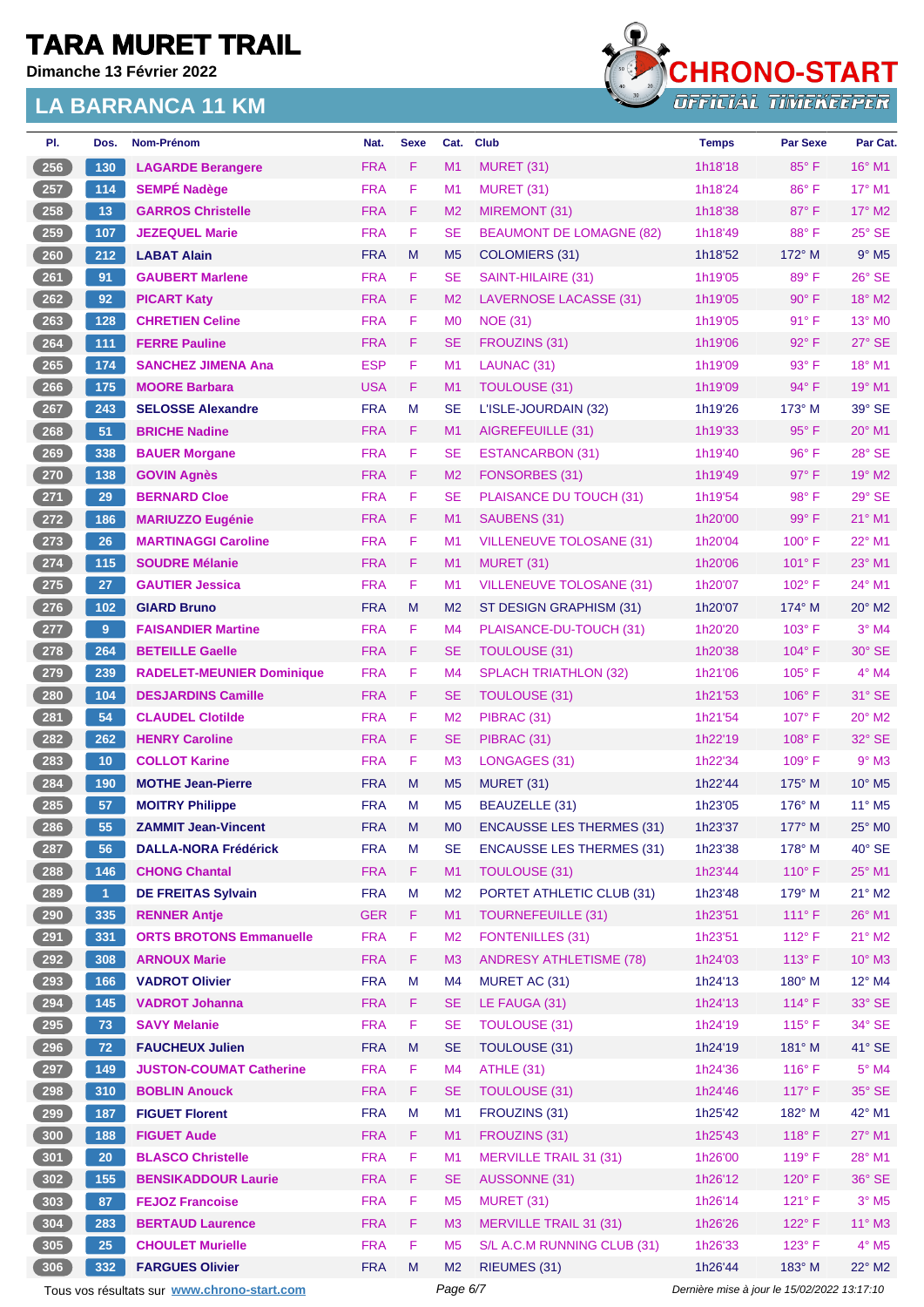# TARA MURET TRAIL

Dimanche 13 Février 2022

## LA BARRANCA 11 KM

| Pl. | Dos. | Nom-Prénom | Nat. | Sexe | Cat. | Club | Temps | Par Sexe | Par Cat. |
|---|---|---|---|---|---|---|---|---|---|
| 256 | 130 | LAGARDE Berangere | FRA | F | M1 | MURET (31) | 1h18'18 | 85° F | 16° M1 |
| 257 | 114 | SEMPÉ Nadège | FRA | F | M1 | MURET (31) | 1h18'24 | 86° F | 17° M1 |
| 258 | 13 | GARROS Christelle | FRA | F | M2 | MIREMONT (31) | 1h18'38 | 87° F | 17° M2 |
| 259 | 107 | JEZEQUEL Marie | FRA | F | SE | BEAUMONT DE LOMAGNE (82) | 1h18'49 | 88° F | 25° SE |
| 260 | 212 | LABAT Alain | FRA | M | M5 | COLOMIERS (31) | 1h18'52 | 172° M | 9° M5 |
| 261 | 91 | GAUBERT Marlene | FRA | F | SE | SAINT-HILAIRE (31) | 1h19'05 | 89° F | 26° SE |
| 262 | 92 | PICART Katy | FRA | F | M2 | LAVERNOSE LACASSE (31) | 1h19'05 | 90° F | 18° M2 |
| 263 | 128 | CHRETIEN Celine | FRA | F | M0 | NOE (31) | 1h19'05 | 91° F | 13° M0 |
| 264 | 111 | FERRE Pauline | FRA | F | SE | FROUZINS (31) | 1h19'06 | 92° F | 27° SE |
| 265 | 174 | SANCHEZ JIMENA Ana | ESP | F | M1 | LAUNAC (31) | 1h19'09 | 93° F | 18° M1 |
| 266 | 175 | MOORE Barbara | USA | F | M1 | TOULOUSE (31) | 1h19'09 | 94° F | 19° M1 |
| 267 | 243 | SELOSSE Alexandre | FRA | M | SE | L'ISLE-JOURDAIN (32) | 1h19'26 | 173° M | 39° SE |
| 268 | 51 | BRICHE Nadine | FRA | F | M1 | AIGREFEUILLE (31) | 1h19'33 | 95° F | 20° M1 |
| 269 | 338 | BAUER Morgane | FRA | F | SE | ESTANCARBON (31) | 1h19'40 | 96° F | 28° SE |
| 270 | 138 | GOVIN Agnès | FRA | F | M2 | FONSORBES (31) | 1h19'49 | 97° F | 19° M2 |
| 271 | 29 | BERNARD Cloe | FRA | F | SE | PLAISANCE DU TOUCH (31) | 1h19'54 | 98° F | 29° SE |
| 272 | 186 | MARIUZZO Eugénie | FRA | F | M1 | SAUBENS (31) | 1h20'00 | 99° F | 21° M1 |
| 273 | 26 | MARTINAGGI Caroline | FRA | F | M1 | VILLENEUVE TOLOSANE (31) | 1h20'04 | 100° F | 22° M1 |
| 274 | 115 | SOUDRE Mélanie | FRA | F | M1 | MURET (31) | 1h20'06 | 101° F | 23° M1 |
| 275 | 27 | GAUTIER Jessica | FRA | F | M1 | VILLENEUVE TOLOSANE (31) | 1h20'07 | 102° F | 24° M1 |
| 276 | 102 | GIARD Bruno | FRA | M | M2 | ST DESIGN GRAPHISM (31) | 1h20'07 | 174° M | 20° M2 |
| 277 | 9 | FAISANDIER Martine | FRA | F | M4 | PLAISANCE-DU-TOUCH (31) | 1h20'20 | 103° F | 3° M4 |
| 278 | 264 | BETEILLE Gaelle | FRA | F | SE | TOULOUSE (31) | 1h20'38 | 104° F | 30° SE |
| 279 | 239 | RADELET-MEUNIER Dominique | FRA | F | M4 | SPLACH TRIATHLON (32) | 1h21'06 | 105° F | 4° M4 |
| 280 | 104 | DESJARDINS Camille | FRA | F | SE | TOULOUSE (31) | 1h21'53 | 106° F | 31° SE |
| 281 | 54 | CLAUDEL Clotilde | FRA | F | M2 | PIBRAC (31) | 1h21'54 | 107° F | 20° M2 |
| 282 | 262 | HENRY Caroline | FRA | F | SE | PIBRAC (31) | 1h22'19 | 108° F | 32° SE |
| 283 | 10 | COLLOT Karine | FRA | F | M3 | LONGAGES (31) | 1h22'34 | 109° F | 9° M3 |
| 284 | 190 | MOTHE Jean-Pierre | FRA | M | M5 | MURET (31) | 1h22'44 | 175° M | 10° M5 |
| 285 | 57 | MOITRY Philippe | FRA | M | M5 | BEAUZELLE (31) | 1h23'05 | 176° M | 11° M5 |
| 286 | 55 | ZAMMIT Jean-Vincent | FRA | M | M0 | ENCAUSSE LES THERMES (31) | 1h23'37 | 177° M | 25° M0 |
| 287 | 56 | DALLA-NORA Frédérick | FRA | M | SE | ENCAUSSE LES THERMES (31) | 1h23'38 | 178° M | 40° SE |
| 288 | 146 | CHONG Chantal | FRA | F | M1 | TOULOUSE (31) | 1h23'44 | 110° F | 25° M1 |
| 289 | 1 | DE FREITAS Sylvain | FRA | M | M2 | PORTET ATHLETIC CLUB (31) | 1h23'48 | 179° M | 21° M2 |
| 290 | 335 | RENNER Antje | GER | F | M1 | TOURNEFEUILLE (31) | 1h23'51 | 111° F | 26° M1 |
| 291 | 331 | ORTS BROTONS Emmanuelle | FRA | F | M2 | FONTENILLES (31) | 1h23'51 | 112° F | 21° M2 |
| 292 | 308 | ARNOUX Marie | FRA | F | M3 | ANDRESY ATHLETISME (78) | 1h24'03 | 113° F | 10° M3 |
| 293 | 166 | VADROT Olivier | FRA | M | M4 | MURET AC (31) | 1h24'13 | 180° M | 12° M4 |
| 294 | 145 | VADROT Johanna | FRA | F | SE | LE FAUGA (31) | 1h24'13 | 114° F | 33° SE |
| 295 | 73 | SAVY Melanie | FRA | F | SE | TOULOUSE (31) | 1h24'19 | 115° F | 34° SE |
| 296 | 72 | FAUCHEUX Julien | FRA | M | SE | TOULOUSE (31) | 1h24'19 | 181° M | 41° SE |
| 297 | 149 | JUSTON-COUMAT Catherine | FRA | F | M4 | ATHLE (31) | 1h24'36 | 116° F | 5° M4 |
| 298 | 310 | BOBLIN Anouck | FRA | F | SE | TOULOUSE (31) | 1h24'46 | 117° F | 35° SE |
| 299 | 187 | FIGUET Florent | FRA | M | M1 | FROUZINS (31) | 1h25'42 | 182° M | 42° M1 |
| 300 | 188 | FIGUET Aude | FRA | F | M1 | FROUZINS (31) | 1h25'43 | 118° F | 27° M1 |
| 301 | 20 | BLASCO Christelle | FRA | F | M1 | MERVILLE TRAIL 31 (31) | 1h26'00 | 119° F | 28° M1 |
| 302 | 155 | BENSIKADDOUR Laurie | FRA | F | SE | AUSSONNE (31) | 1h26'12 | 120° F | 36° SE |
| 303 | 87 | FEJOZ Francoise | FRA | F | M5 | MURET (31) | 1h26'14 | 121° F | 3° M5 |
| 304 | 283 | BERTAUD Laurence | FRA | F | M3 | MERVILLE TRAIL 31 (31) | 1h26'26 | 122° F | 11° M3 |
| 305 | 25 | CHOULET Murielle | FRA | F | M5 | S/L A.C.M RUNNING CLUB (31) | 1h26'33 | 123° F | 4° M5 |
| 306 | 332 | FARGUES Olivier | FRA | M | M2 | RIEUMES (31) | 1h26'44 | 183° M | 22° M2 |

Tous vos résultats sur www.chrono-start.com

Dernière mise à jour le 15/02/2022 13:17:10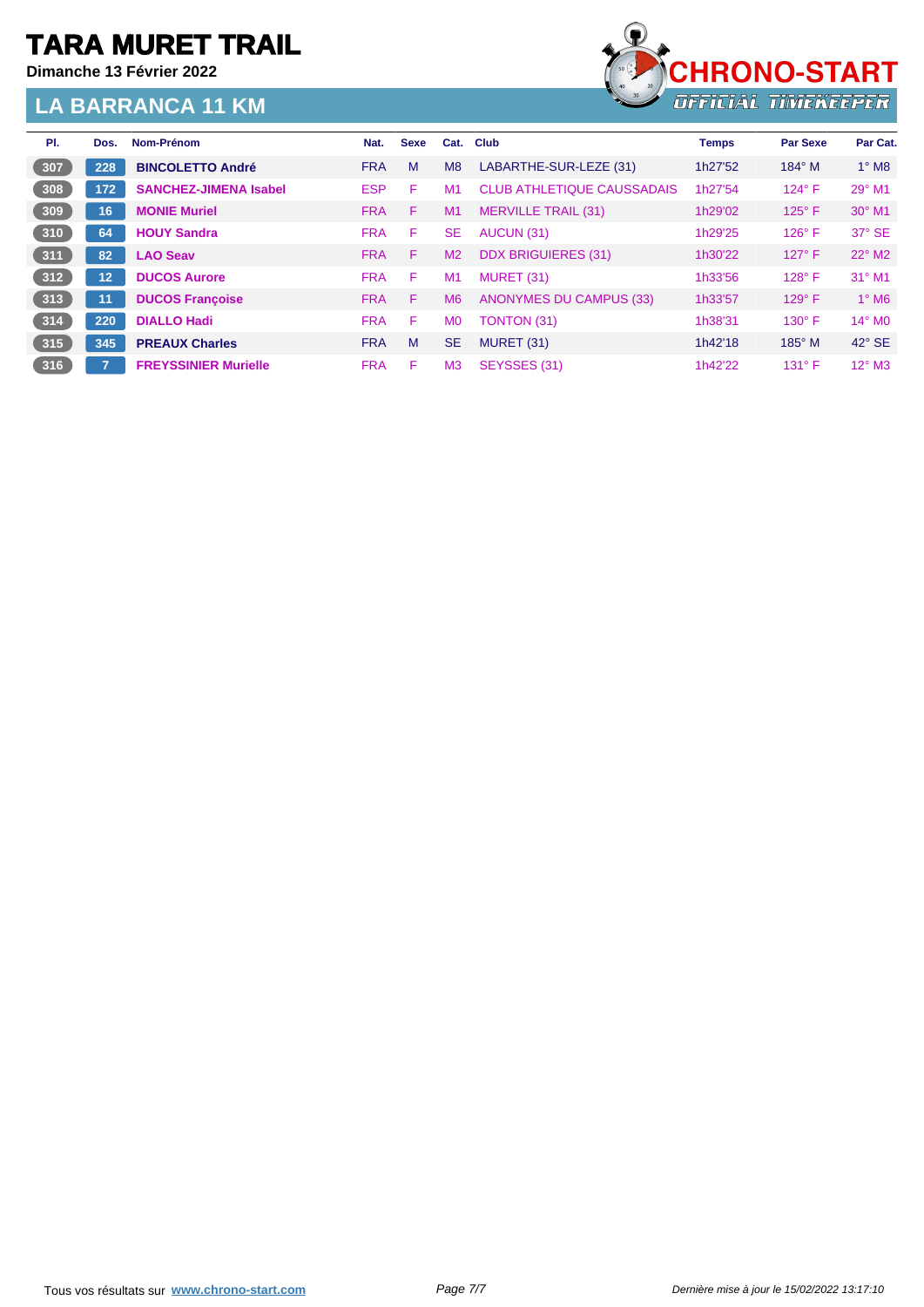# TARA MURET TRAIL

**Dimanche 13 Février 2022**

## LA BARRANCA 11 KM

| Pl. | Dos. | Nom-Prénom | Nat. | Sexe | Cat. | Club | Temps | Par Sexe | Par Cat. |
|---|---|---|---|---|---|---|---|---|---|
| 307 | 228 | **BINCOLETTO André** | FRA | M | M8 | LABARTHE-SUR-LEZE (31) | 1h27'52 | 184° M | 1° M8 |
| 308 | 172 | **SANCHEZ-JIMENA Isabel** | ESP | F | M1 | CLUB ATHLETIQUE CAUSSADAIS | 1h27'54 | 124° F | 29° M1 |
| 309 | 16 | **MONIE Muriel** | FRA | F | M1 | MERVILLE TRAIL (31) | 1h29'02 | 125° F | 30° M1 |
| 310 | 64 | **HOUY Sandra** | FRA | F | SE | AUCUN (31) | 1h29'25 | 126° F | 37° SE |
| 311 | 82 | **LAO Seav** | FRA | F | M2 | DDX BRIGUIERES (31) | 1h30'22 | 127° F | 22° M2 |
| 312 | 12 | **DUCOS Aurore** | FRA | F | M1 | MURET (31) | 1h33'56 | 128° F | 31° M1 |
| 313 | 11 | **DUCOS Françoise** | FRA | F | M6 | ANONYMES DU CAMPUS (33) | 1h33'57 | 129° F | 1° M6 |
| 314 | 220 | **DIALLO Hadi** | FRA | F | M0 | TONTON (31) | 1h38'31 | 130° F | 14° M0 |
| 315 | 345 | **PREAUX Charles** | FRA | M | SE | MURET (31) | 1h42'18 | 185° M | 42° SE |
| 316 | 7 | **FREYSSINIER Murielle** | FRA | F | M3 | SEYSSES (31) | 1h42'22 | 131° F | 12° M3 |

Tous vos résultats sur www.chrono-start.com

*Dernière mise à jour le 15/02/2022 13:17:10*